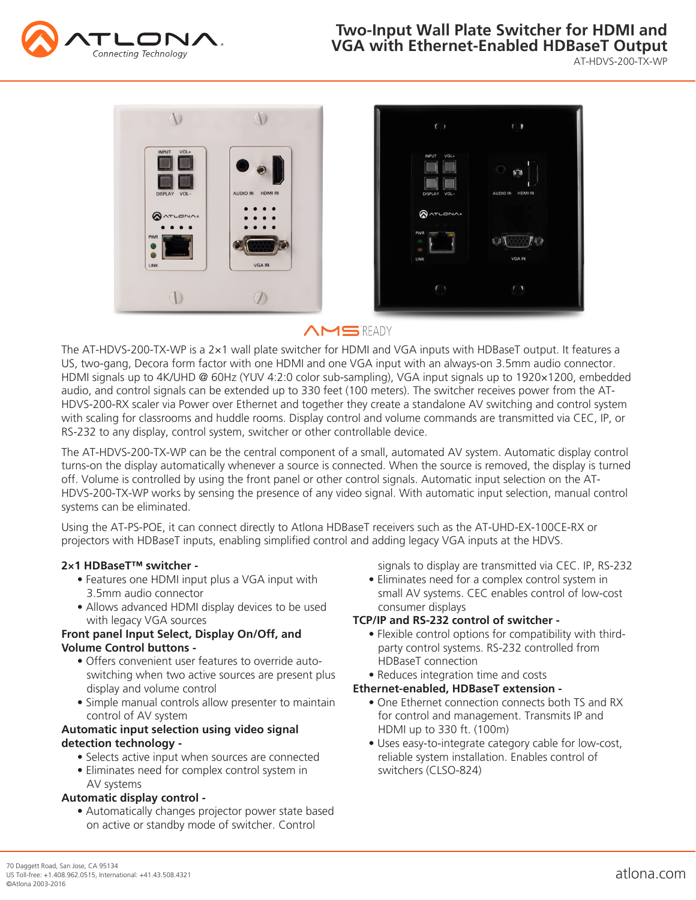# Two-Input Wall Plate Switcher for HDMI and VGA with Ethernet-Enabled HDBaseT Output

AT-HDVS-200-TX-WP

AMS READY

The AT-HDVS-200-TX-WP is a 2×1 wall plate switcher for HDMI and VGA inputs with HDBaseT output. It features a US, two-gang, Decora form factor with one HDMI and one VGA input with an always-on 3.5mm audio connector. HDMI signals up to 4K/UHD @ 60Hz (YUV 4:2:0 color sub-sampling), VGA input signals up to 1920×1200, embedded audio, and control signals can be extended up to 330 feet (100 meters). The switcher receives power from the AT-HDVS-200-RX scaler via Power over Ethernet and together they create a standalone AV switching and control system with scaling for classrooms and huddle rooms. Display control and volume commands are transmitted via CEC, IP, or RS-232 to any display, control system, switcher or other controllable device.

The AT-HDVS-200-TX-WP can be the central component of a small, automated AV system. Automatic display control turns-on the display automatically whenever a source is connected. When the source is removed, the display is turned off. Volume is controlled by using the front panel or other control signals. Automatic input selection on the AT-HDVS-200-TX-WP works by sensing the presence of any video signal. With automatic input selection, manual control systems can be eliminated.

Using the AT-PS-POE, it can connect directly to Atlona HDBaseT receivers such as the AT-UHD-EX-100CE-RX or projectors with HDBaseT inputs, enabling simplified control and adding legacy VGA inputs at the HDVS.

**2×1 HDBaseT™ switcher -**
- Features one HDMI input plus a VGA input with 3.5mm audio connector
- Allows advanced HDMI display devices to be used with legacy VGA sources

**Front panel Input Select, Display On/Off, and Volume Control buttons -**
- Offers convenient user features to override auto-switching when two active sources are present plus display and volume control
- Simple manual controls allow presenter to maintain control of AV system

**Automatic input selection using video signal detection technology -**
- Selects active input when sources are connected
- Eliminates need for complex control system in AV systems

**Automatic display control -**
- Automatically changes projector power state based on active or standby mode of switcher. Control signals to display are transmitted via CEC. IP, RS-232
- Eliminates need for a complex control system in small AV systems. CEC enables control of low-cost consumer displays

**TCP/IP and RS-232 control of switcher -**
- Flexible control options for compatibility with third-party control systems. RS-232 controlled from HDBaseT connection
- Reduces integration time and costs

**Ethernet-enabled, HDBaseT extension -**
- One Ethernet connection connects both TS and RX for control and management. Transmits IP and HDMI up to 330 ft. (100m)
- Uses easy-to-integrate category cable for low-cost, reliable system installation. Enables control of switchers (CLSO-824)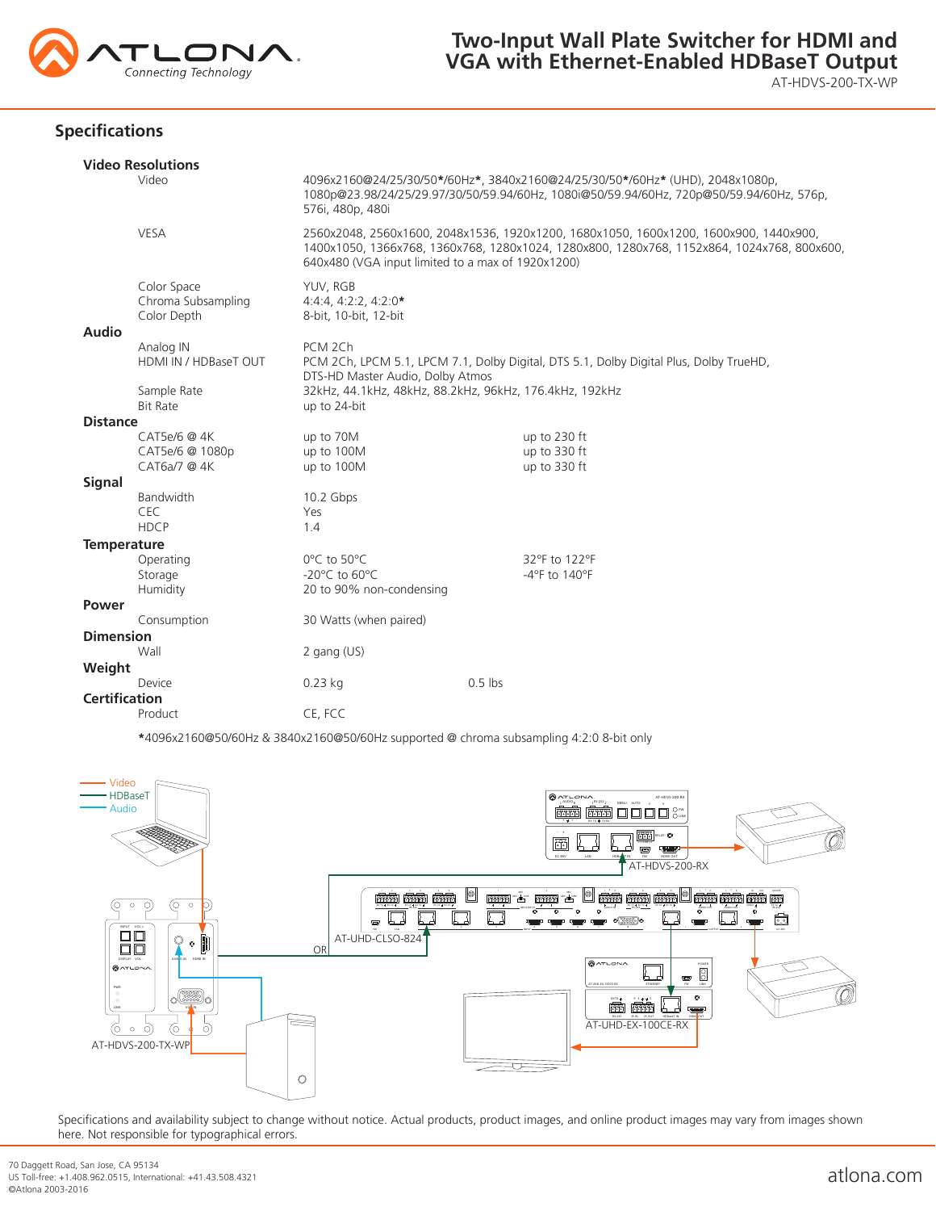# Two-Input Wall Plate Switcher for HDMI and VGA with Ethernet-Enabled HDBaseT Output

AT-HDVS-200-TX-WP

## Specifications

| | | | |
|---|---|---|---|
| **Video Resolutions** | | | |
| Video | 4096x2160@24/25/30/50*/60Hz*, 3840x2160@24/25/30/50*/60Hz* (UHD), 2048x1080p, 1080p@23.98/24/25/29.97/30/50/59.94/60Hz, 1080i@50/59.94/60Hz, 720p@50/59.94/60Hz, 576p, 576i, 480p, 480i | | |
| VESA | 2560x2048, 2560x1600, 2048x1536, 1920x1200, 1680x1050, 1600x1200, 1600x900, 1440x900, 1400x1050, 1366x768, 1360x768, 1280x1024, 1280x800, 1280x768, 1152x864, 1024x768, 800x600, 640x480 (VGA input limited to a max of 1920x1200) | | |
| Color Space | YUV, RGB | | |
| Chroma Subsampling | 4:4:4, 4:2:2, 4:2:0* | | |
| Color Depth | 8-bit, 10-bit, 12-bit | | |
| **Audio** | | | |
| Analog IN | PCM 2Ch | | |
| HDMI IN / HDBaseT OUT | PCM 2Ch, LPCM 5.1, LPCM 7.1, Dolby Digital, DTS 5.1, Dolby Digital Plus, Dolby TrueHD, DTS-HD Master Audio, Dolby Atmos | | |
| Sample Rate | 32kHz, 44.1kHz, 48kHz, 88.2kHz, 96kHz, 176.4kHz, 192kHz | | |
| Bit Rate | up to 24-bit | | |
| **Distance** | | | |
| CAT5e/6 @ 4K | up to 70M | up to 230 ft | |
| CAT5e/6 @ 1080p | up to 100M | up to 330 ft | |
| CAT6a/7 @ 4K | up to 100M | up to 330 ft | |
| **Signal** | | | |
| Bandwidth | 10.2 Gbps | | |
| CEC | Yes | | |
| HDCP | 1.4 | | |
| **Temperature** | | | |
| Operating | 0°C to 50°C | 32°F to 122°F | |
| Storage | -20°C to 60°C | -4°F to 140°F | |
| Humidity | 20 to 90% non-condensing | | |
| **Power** | | | |
| Consumption | 30 Watts (when paired) | | |
| **Dimension** | | | |
| Wall | 2 gang (US) | | |
| **Weight** | | | |
| Device | 0.23 kg | 0.5 lbs | |
| **Certification** | | | |
| Product | CE, FCC | | |

*4096x2160@50/60Hz & 3840x2160@50/60Hz supported @ chroma subsampling 4:2:0 8-bit only

Video
HDBaseT
Audio
AT-HDVS-200-RX
AT-UHD-CLSO-824
OR
AT-UHD-EX-100CE-RX
AT-HDVS-200-TX-WP

Specifications and availability subject to change without notice. Actual products, product images, and online product images may vary from images shown here. Not responsible for typographical errors.

70 Daggett Road, San Jose, CA 95134
US Toll-free: +1.408.962.0515, International: +41.43.508.4321
©Atlona 2003-2016

atlona.com